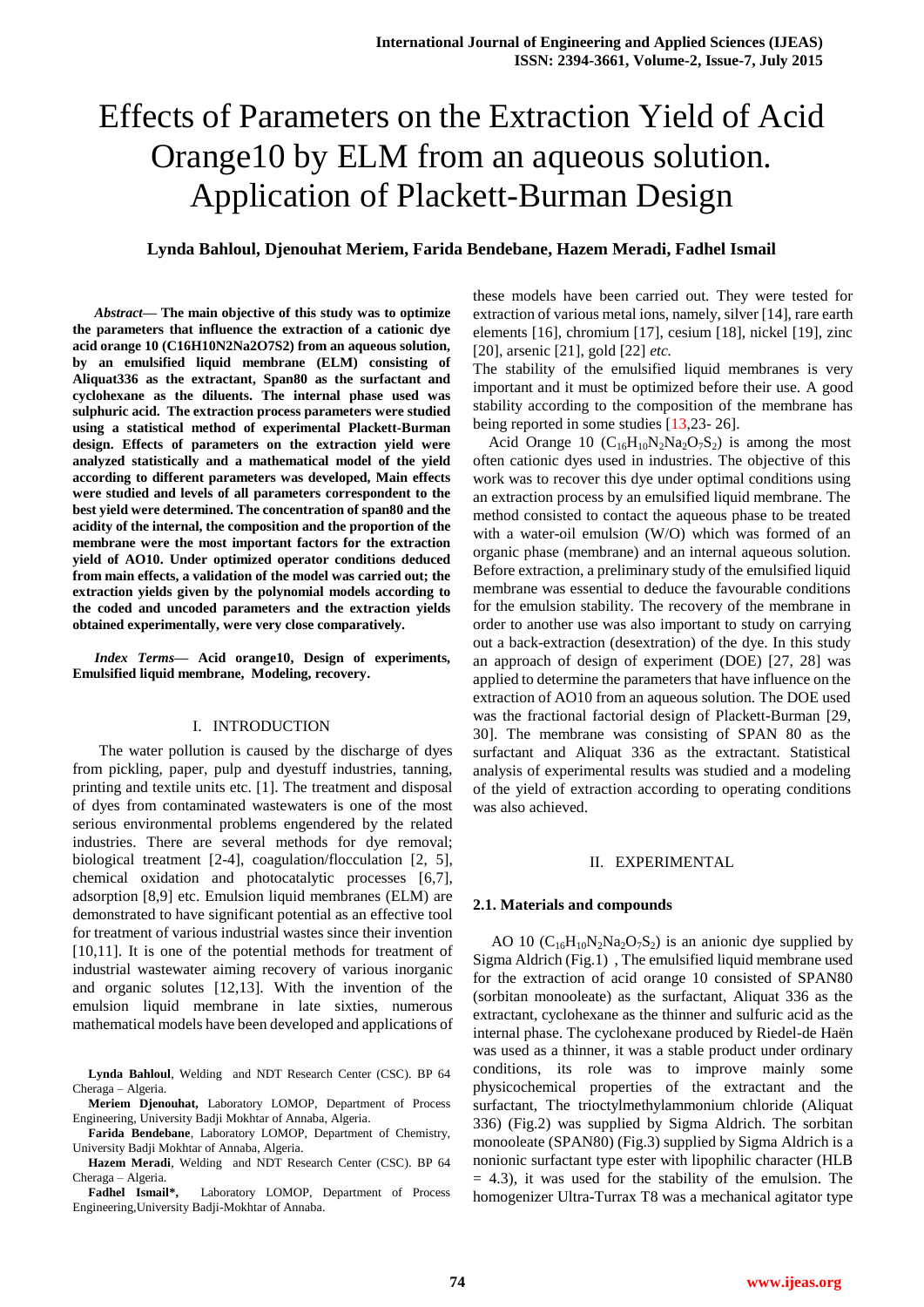# Effects of Parameters on the Extraction Yield of Acid Orange10 by ELM from an aqueous solution. Application of Plackett-Burman Design

**Lynda Bahloul, Djenouhat Meriem, Farida Bendebane, Hazem Meradi, Fadhel Ismail**

***Abstract*— The main objective of this study was to optimize the parameters that influence the extraction of a cationic dye acid orange 10 (C16H10N2Na2O7S2) from an aqueous solution, by an emulsified liquid membrane (ELM) consisting of Aliquat336 as the extractant, Span80 as the surfactant and cyclohexane as the diluents. The internal phase used was sulphuric acid. The extraction process parameters were studied using a statistical method of experimental Plackett-Burman design. Effects of parameters on the extraction yield were analyzed statistically and a mathematical model of the yield according to different parameters was developed, Main effects were studied and levels of all parameters correspondent to the best yield were determined. The concentration of span80 and the acidity of the internal, the composition and the proportion of the membrane were the most important factors for the extraction yield of AO10. Under optimized operator conditions deduced from main effects, a validation of the model was carried out; the extraction yields given by the polynomial models according to the coded and uncoded parameters and the extraction yields obtained experimentally, were very close comparatively.**

***Index Terms*— Acid orange10, Design of experiments, Emulsified liquid membrane, Modeling, recovery.**

## I. INTRODUCTION

The water pollution is caused by the discharge of dyes from pickling, paper, pulp and dyestuff industries, tanning, printing and textile units etc. [1]. The treatment and disposal of dyes from contaminated wastewaters is one of the most serious environmental problems engendered by the related industries. There are several methods for dye removal; biological treatment [2-4], coagulation/flocculation [2, 5], chemical oxidation and photocatalytic processes [6,7], adsorption [8,9] etc. Emulsion liquid membranes (ELM) are demonstrated to have significant potential as an effective tool for treatment of various industrial wastes since their invention [10,11]. It is one of the potential methods for treatment of industrial wastewater aiming recovery of various inorganic and organic solutes [12,13]. With the invention of the emulsion liquid membrane in late sixties, numerous mathematical models have been developed and applications of these models have been carried out. They were tested for extraction of various metal ions, namely, silver [14], rare earth elements [16], chromium [17], cesium [18], nickel [19], zinc [20], arsenic [21], gold [22] *etc.*

The stability of the emulsified liquid membranes is very important and it must be optimized before their use. A good stability according to the composition of the membrane has being reported in some studies [13,23- 26].

Acid Orange 10 ($C_{16}H_{10}N_2Na_2O_7S_2$) is among the most often cationic dyes used in industries. The objective of this work was to recover this dye under optimal conditions using an extraction process by an emulsified liquid membrane. The method consisted to contact the aqueous phase to be treated with a water-oil emulsion (W/O) which was formed of an organic phase (membrane) and an internal aqueous solution. Before extraction, a preliminary study of the emulsified liquid membrane was essential to deduce the favourable conditions for the emulsion stability. The recovery of the membrane in order to another use was also important to study on carrying out a back-extraction (desextration) of the dye. In this study an approach of design of experiment (DOE) [27, 28] was applied to determine the parameters that have influence on the extraction of AO10 from an aqueous solution. The DOE used was the fractional factorial design of Plackett-Burman [29, 30]. The membrane was consisting of SPAN 80 as the surfactant and Aliquat 336 as the extractant. Statistical analysis of experimental results was studied and a modeling of the yield of extraction according to operating conditions was also achieved.

## II. EXPERIMENTAL

### 2.1. Materials and compounds

AO 10 ($C_{16}H_{10}N_2Na_2O_7S_2$) is an anionic dye supplied by Sigma Aldrich (Fig.1) , The emulsified liquid membrane used for the extraction of acid orange 10 consisted of SPAN80 (sorbitan monooleate) as the surfactant, Aliquat 336 as the extractant, cyclohexane as the thinner and sulfuric acid as the internal phase. The cyclohexane produced by Riedel-de Haën was used as a thinner, it was a stable product under ordinary conditions, its role was to improve mainly some physicochemical properties of the extractant and the surfactant, The trioctylmethylammonium chloride (Aliquat 336) (Fig.2) was supplied by Sigma Aldrich. The sorbitan monooleate (SPAN80) (Fig.3) supplied by Sigma Aldrich is a nonionic surfactant type ester with lipophilic character (HLB = 4.3), it was used for the stability of the emulsion. The homogenizer Ultra-Turrax T8 was a mechanical agitator type

---

**Lynda Bahloul**, Welding and NDT Research Center (CSC). BP 64 Cheraga – Algeria.

**Meriem Djenouhat,** Laboratory LOMOP, Department of Process Engineering, University Badji Mokhtar of Annaba, Algeria.

**Farida Bendebane**, Laboratory LOMOP, Department of Chemistry, University Badji Mokhtar of Annaba, Algeria.

**Hazem Meradi**, Welding and NDT Research Center (CSC). BP 64 Cheraga – Algeria.

**Fadhel Ismail\*,** Laboratory LOMOP, Department of Process Engineering,University Badji-Mokhtar of Annaba.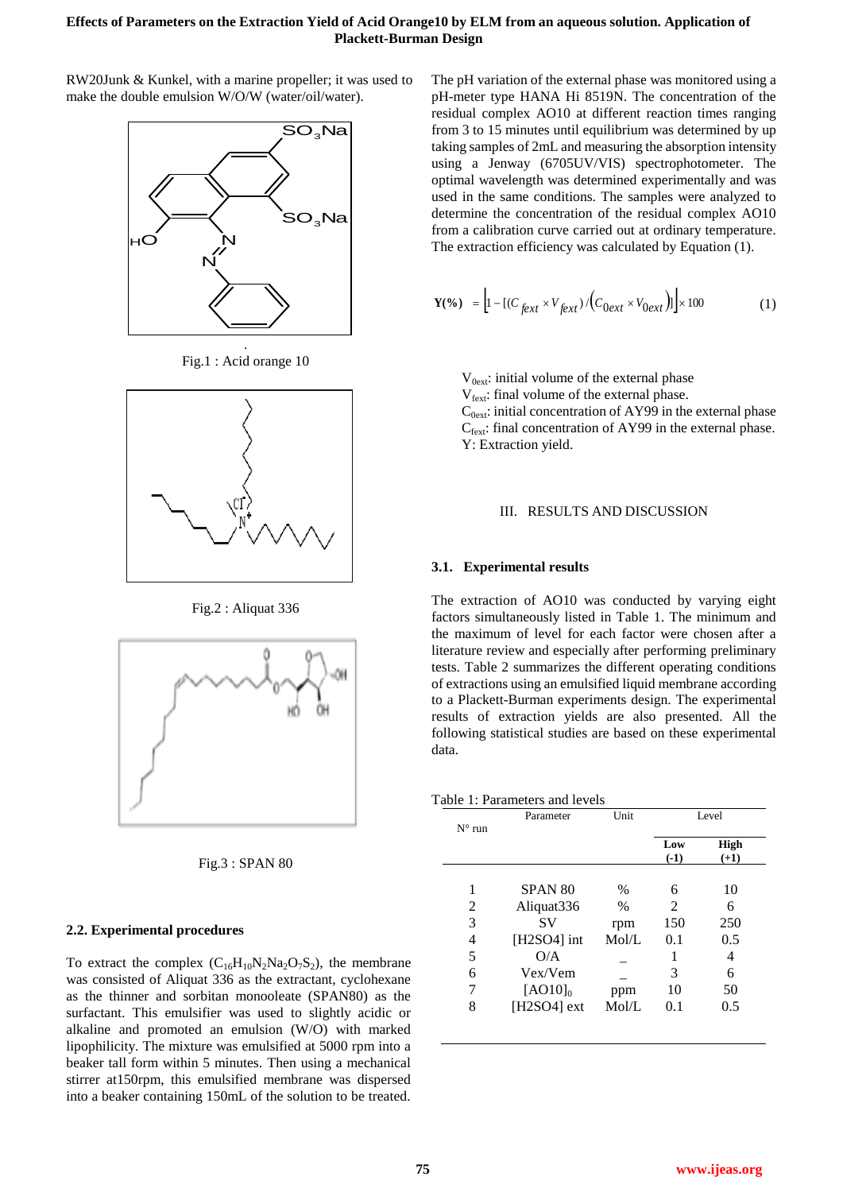RW20Junk & Kunkel, with a marine propeller; it was used to make the double emulsion W/O/W (water/oil/water).

Fig.1 : Acid orange 10

Fig.2 : Aliquat 336

Fig.3 : SPAN 80

### 2.2. Experimental procedures

To extract the complex ($C_{16}H_{10}N_2Na_2O_7S_2$), the membrane was consisted of Aliquat 336 as the extractant, cyclohexane as the thinner and sorbitan monooleate (SPAN80) as the surfactant. This emulsifier was used to slightly acidic or alkaline and promoted an emulsion (W/O) with marked lipophilicity. The mixture was emulsified at 5000 rpm into a beaker tall form within 5 minutes. Then using a mechanical stirrer at150rpm, this emulsified membrane was dispersed into a beaker containing 150mL of the solution to be treated.

The pH variation of the external phase was monitored using a pH-meter type HANA Hi 8519N. The concentration of the residual complex AO10 at different reaction times ranging from 3 to 15 minutes until equilibrium was determined by up taking samples of 2mL and measuring the absorption intensity using a Jenway (6705UV/VIS) spectrophotometer. The optimal wavelength was determined experimentally and was used in the same conditions. The samples were analyzed to determine the concentration of the residual complex AO10 from a calibration curve carried out at ordinary temperature. The extraction efficiency was calculated by Equation (1).

$$\mathbf{Y(\%)} = \left[1 - \left[(C_{fext} \times V_{fext}) / \left(C_{0ext} \times V_{0ext}\right)\right]\right] \times 100 \qquad (1)$$

$V_{0ext}$: initial volume of the external phase
$V_{fext}$: final volume of the external phase.
$C_{0ext}$: initial concentration of AY99 in the external phase
$C_{fext}$: final concentration of AY99 in the external phase.
Y: Extraction yield.

## III. RESULTS AND DISCUSSION

### 3.1. Experimental results

The extraction of AO10 was conducted by varying eight factors simultaneously listed in Table 1. The minimum and the maximum of level for each factor were chosen after a literature review and especially after performing preliminary tests. Table 2 summarizes the different operating conditions of extractions using an emulsified liquid membrane according to a Plackett-Burman experiments design. The experimental results of extraction yields are also presented. All the following statistical studies are based on these experimental data.

Table 1: Parameters and levels

| N° run | Parameter | Unit | Level | |
|---|---|---|---|---|
| | | | **Low (-1)** | **High (+1)** |
| 1 | SPAN 80 | % | 6 | 10 |
| 2 | Aliquat336 | % | 2 | 6 |
| 3 | SV | rpm | 150 | 250 |
| 4 | [H2SO4] int | Mol/L | 0.1 | 0.5 |
| 5 | O/A | _ | 1 | 4 |
| 6 | Vex/Vem | _ | 3 | 6 |
| 7 | $[AO10]_0$ | ppm | 10 | 50 |
| 8 | [H2SO4] ext | Mol/L | 0.1 | 0.5 |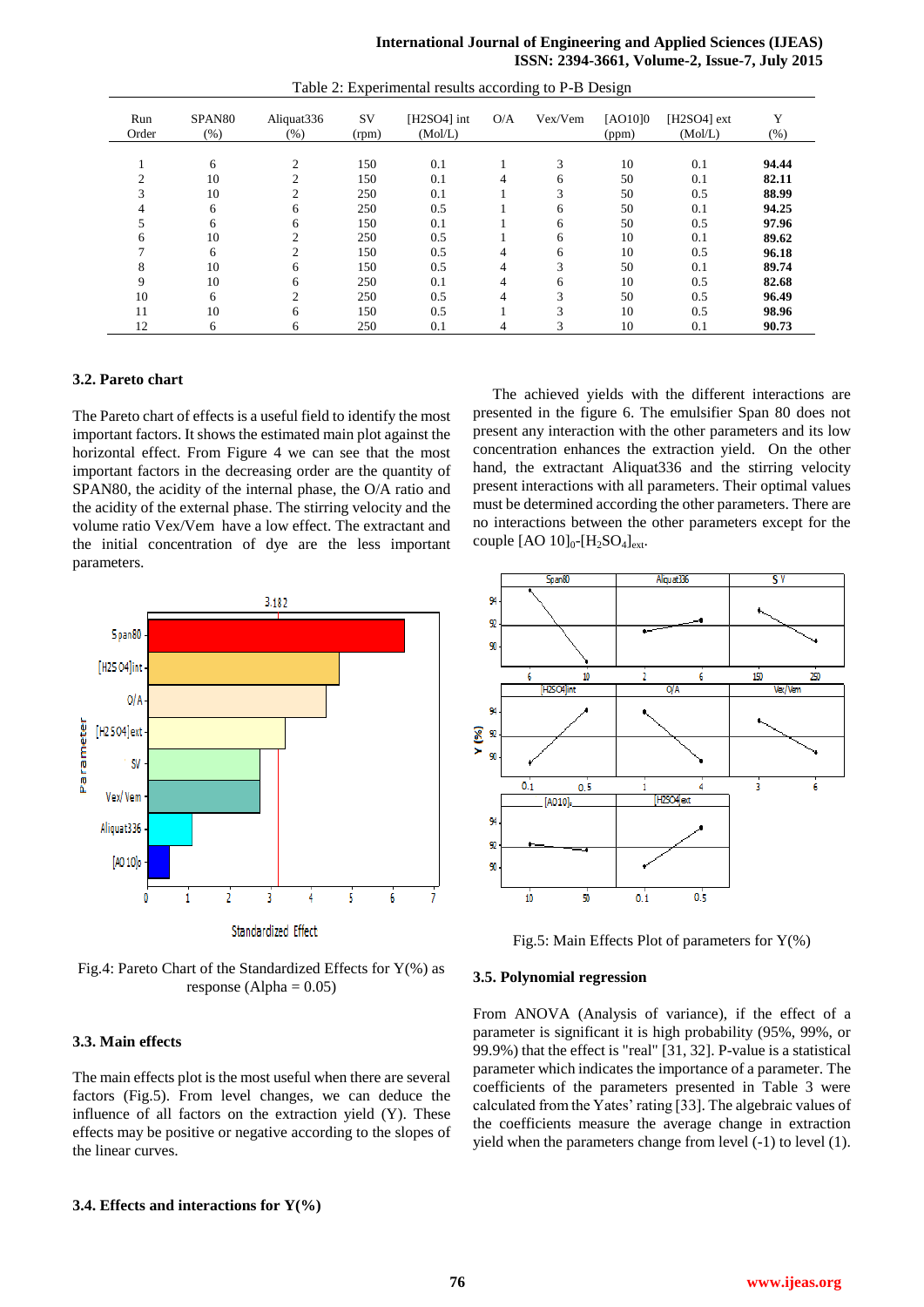Table 2: Experimental results according to P-B Design

| Run Order | SPAN80 (%) | Aliquat336 (%) | SV (rpm) | [H2SO4] int (Mol/L) | O/A | Vex/Vem | [AO10]0 (ppm) | [H2SO4] ext (Mol/L) | Y (%) |
|---|---|---|---|---|---|---|---|---|---|
| 1 | 6 | 2 | 150 | 0.1 | 1 | 3 | 10 | 0.1 | **94.44** |
| 2 | 10 | 2 | 150 | 0.1 | 4 | 6 | 50 | 0.1 | **82.11** |
| 3 | 10 | 2 | 250 | 0.1 | 1 | 3 | 50 | 0.5 | **88.99** |
| 4 | 6 | 6 | 250 | 0.5 | 1 | 6 | 50 | 0.1 | **94.25** |
| 5 | 6 | 6 | 150 | 0.1 | 1 | 6 | 50 | 0.5 | **97.96** |
| 6 | 10 | 2 | 250 | 0.5 | 1 | 6 | 10 | 0.1 | **89.62** |
| 7 | 6 | 2 | 150 | 0.5 | 4 | 6 | 10 | 0.5 | **96.18** |
| 8 | 10 | 6 | 150 | 0.5 | 4 | 3 | 50 | 0.1 | **89.74** |
| 9 | 10 | 6 | 250 | 0.1 | 4 | 6 | 10 | 0.5 | **82.68** |
| 10 | 6 | 2 | 250 | 0.5 | 4 | 3 | 50 | 0.5 | **96.49** |
| 11 | 10 | 6 | 150 | 0.5 | 1 | 3 | 10 | 0.5 | **98.96** |
| 12 | 6 | 6 | 250 | 0.1 | 4 | 3 | 10 | 0.1 | **90.73** |

### 3.2. Pareto chart

The Pareto chart of effects is a useful field to identify the most important factors. It shows the estimated main plot against the horizontal effect. From Figure 4 we can see that the most important factors in the decreasing order are the quantity of SPAN80, the acidity of the internal phase, the O/A ratio and the acidity of the external phase. The stirring velocity and the volume ratio Vex/Vem have a low effect. The extractant and the initial concentration of dye are the less important parameters.

Fig.4: Pareto Chart of the Standardized Effects for Y(%) as response (Alpha = 0.05)

### 3.3. Main effects

The main effects plot is the most useful when there are several factors (Fig.5). From level changes, we can deduce the influence of all factors on the extraction yield (Y). These effects may be positive or negative according to the slopes of the linear curves.

### 3.4. Effects and interactions for Y(%)

The achieved yields with the different interactions are presented in the figure 6. The emulsifier Span 80 does not present any interaction with the other parameters and its low concentration enhances the extraction yield. On the other hand, the extractant Aliquat336 and the stirring velocity present interactions with all parameters. Their optimal values must be determined according the other parameters. There are no interactions between the other parameters except for the couple $[AO\ 10]_0$-$[H_2SO_4]_{ext}$.

Fig.5: Main Effects Plot of parameters for Y(%)

### 3.5. Polynomial regression

From ANOVA (Analysis of variance), if the effect of a parameter is significant it is high probability (95%, 99%, or 99.9%) that the effect is "real" [31, 32]. P-value is a statistical parameter which indicates the importance of a parameter. The coefficients of the parameters presented in Table 3 were calculated from the Yates' rating [33]. The algebraic values of the coefficients measure the average change in extraction yield when the parameters change from level (-1) to level (1).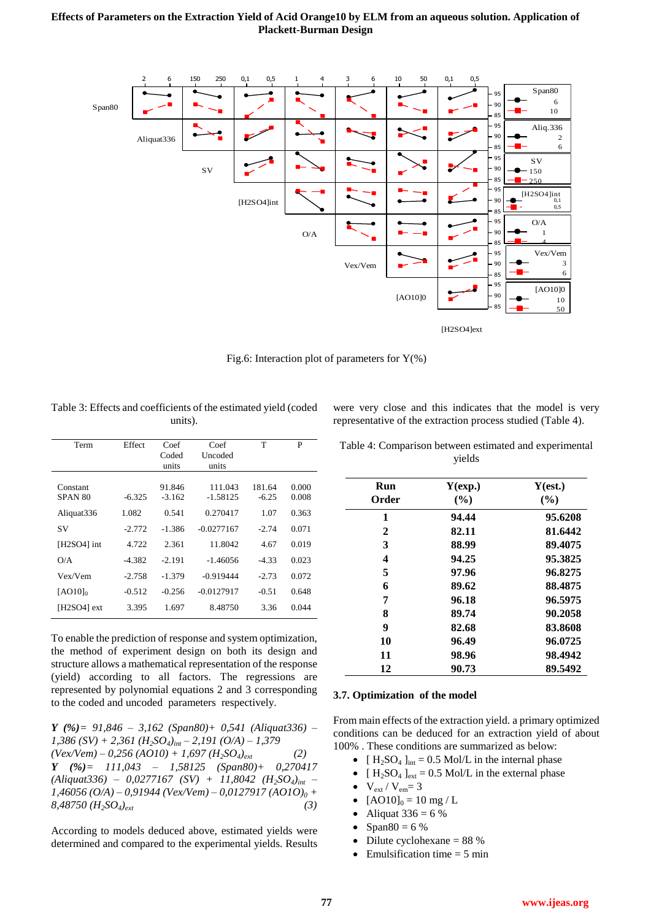Fig.6: Interaction plot of parameters for Y(%)

Table 3: Effects and coefficients of the estimated yield (coded units).

| Term | Effect | Coef Coded units | Coef Uncoded units | T | P |
|---|---|---|---|---|---|
| Constant |  | 91.846 | 111.043 | 181.64 | 0.000 |
| SPAN 80 | -6.325 | -3.162 | -1.58125 | -6.25 | 0.008 |
| Aliquat336 | 1.082 | 0.541 | 0.270417 | 1.07 | 0.363 |
| SV | -2.772 | -1.386 | -0.0277167 | -2.74 | 0.071 |
| [H2SO4] int | 4.722 | 2.361 | 11.8042 | 4.67 | 0.019 |
| O/A | -4.382 | -2.191 | -1.46056 | -4.33 | 0.023 |
| Vex/Vem | -2.758 | -1.379 | -0.919444 | -2.73 | 0.072 |
| $[AO10]_0$ | -0.512 | -0.256 | -0.0127917 | -0.51 | 0.648 |
| [H2SO4] ext | 3.395 | 1.697 | 8.48750 | 3.36 | 0.044 |

To enable the prediction of response and system optimization, the method of experiment design on both its design and structure allows a mathematical representation of the response (yield) according to all factors. The regressions are represented by polynomial equations 2 and 3 corresponding to the coded and uncoded parameters respectively.

$$Y\ (\%) = 91,846 - 3,162\ (Span80) + 0,541\ (Aliquat336) - 1,386\ (SV) + 2,361\ (H_2SO_4)_{int} - 2,191\ (O/A) - 1,379\ (Vex/Vem) - 0,256\ (AO10) + 1,697\ (H_2SO_4)_{ext} \quad (2)$$

$$Y\ (\%) = 111,043 - 1,58125\ (Span80) + 0,270417\ (Aliquat336) - 0,0277167\ (SV) + 11,8042\ (H_2SO_4)_{int} - 1,46056\ (O/A) - 0,91944\ (Vex/Vem) - 0,0127917\ (AO1O)_0 + 8,48750\ (H_2SO_4)_{ext} \quad (3)$$

According to models deduced above, estimated yields were determined and compared to the experimental yields. Results were very close and this indicates that the model is very representative of the extraction process studied (Table 4).

Table 4: Comparison between estimated and experimental yields

| Run Order | Y(exp.) (%) | Y(est.) (%) |
|---|---|---|
| 1 | 94.44 | 95.6208 |
| 2 | 82.11 | 81.6442 |
| 3 | 88.99 | 89.4075 |
| 4 | 94.25 | 95.3825 |
| 5 | 97.96 | 96.8275 |
| 6 | 89.62 | 88.4875 |
| 7 | 96.18 | 96.5975 |
| 8 | 89.74 | 90.2058 |
| 9 | 82.68 | 83.8608 |
| 10 | 96.49 | 96.0725 |
| 11 | 98.96 | 98.4942 |
| 12 | 90.73 | 89.5492 |

### 3.7. Optimization of the model

From main effects of the extraction yield. a primary optimized conditions can be deduced for an extraction yield of about 100% . These conditions are summarized as below:

- $[H_2SO_4]_{int}$ = 0.5 Mol/L in the internal phase
- $[H_2SO_4]_{ext}$ = 0.5 Mol/L in the external phase
- $V_{ext} / V_{em} = 3$
- $[AO10]_0$ = 10 mg / L
- Aliquat 336 = 6 %
- Span80 = 6 %
- Dilute cyclohexane = 88 %
- Emulsification time = 5 min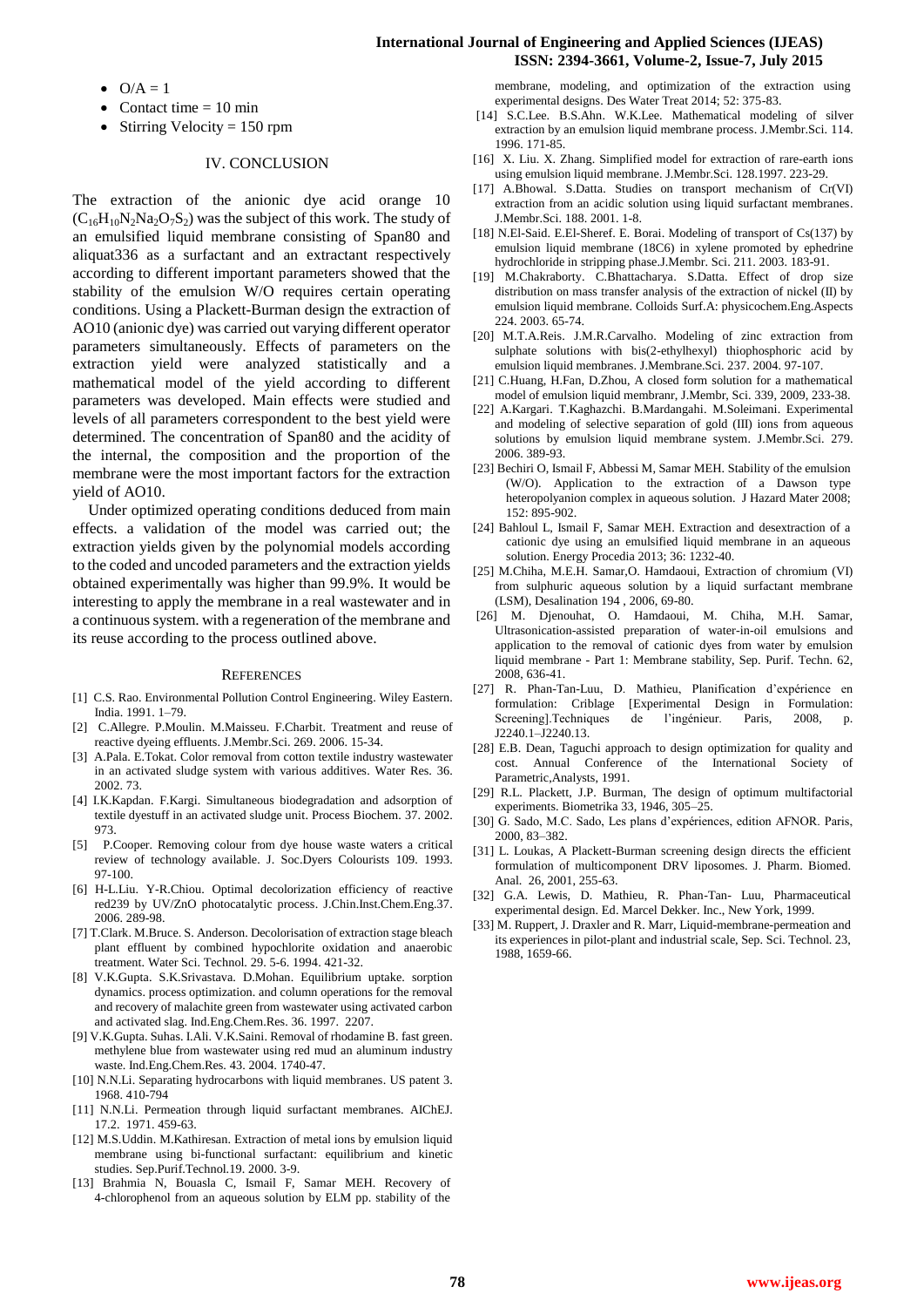- O/A = 1
- Contact time = 10 min
- Stirring Velocity = 150 rpm

## IV. CONCLUSION

The extraction of the anionic dye acid orange 10 ($C_{16}H_{10}N_2Na_2O_7S_2$) was the subject of this work. The study of an emulsified liquid membrane consisting of Span80 and aliquat336 as a surfactant and an extractant respectively according to different important parameters showed that the stability of the emulsion W/O requires certain operating conditions. Using a Plackett-Burman design the extraction of AO10 (anionic dye) was carried out varying different operator parameters simultaneously. Effects of parameters on the extraction yield were analyzed statistically and a mathematical model of the yield according to different parameters was developed. Main effects were studied and levels of all parameters correspondent to the best yield were determined. The concentration of Span80 and the acidity of the internal, the composition and the proportion of the membrane were the most important factors for the extraction yield of AO10.

Under optimized operating conditions deduced from main effects. a validation of the model was carried out; the extraction yields given by the polynomial models according to the coded and uncoded parameters and the extraction yields obtained experimentally was higher than 99.9%. It would be interesting to apply the membrane in a real wastewater and in a continuous system. with a regeneration of the membrane and its reuse according to the process outlined above.

## REFERENCES

[1] C.S. Rao. Environmental Pollution Control Engineering. Wiley Eastern. India. 1991. 1–79.

[2] C.Allegre. P.Moulin. M.Maisseu. F.Charbit. Treatment and reuse of reactive dyeing effluents. J.Membr.Sci. 269. 2006. 15-34.

[3] A.Pala. E.Tokat. Color removal from cotton textile industry wastewater in an activated sludge system with various additives. Water Res. 36. 2002. 73.

[4] I.K.Kapdan. F.Kargi. Simultaneous biodegradation and adsorption of textile dyestuff in an activated sludge unit. Process Biochem. 37. 2002. 973.

[5] P.Cooper. Removing colour from dye house waste waters a critical review of technology available. J. Soc.Dyers Colourists 109. 1993. 97-100.

[6] H-L.Liu. Y-R.Chiou. Optimal decolorization efficiency of reactive red239 by UV/ZnO photocatalytic process. J.Chin.Inst.Chem.Eng.37. 2006. 289-98.

[7] T.Clark. M.Bruce. S. Anderson. Decolorisation of extraction stage bleach plant effluent by combined hypochlorite oxidation and anaerobic treatment. Water Sci. Technol. 29. 5-6. 1994. 421-32.

[8] V.K.Gupta. S.K.Srivastava. D.Mohan. Equilibrium uptake. sorption dynamics. process optimization. and column operations for the removal and recovery of malachite green from wastewater using activated carbon and activated slag. Ind.Eng.Chem.Res. 36. 1997. 2207.

[9] V.K.Gupta. Suhas. I.Ali. V.K.Saini. Removal of rhodamine B. fast green. methylene blue from wastewater using red mud an aluminum industry waste. Ind.Eng.Chem.Res. 43. 2004. 1740-47.

[10] N.N.Li. Separating hydrocarbons with liquid membranes. US patent 3. 1968. 410-794

[11] N.N.Li. Permeation through liquid surfactant membranes. AlChEJ. 17.2. 1971. 459-63.

[12] M.S.Uddin. M.Kathiresan. Extraction of metal ions by emulsion liquid membrane using bi-functional surfactant: equilibrium and kinetic studies. Sep.Purif.Technol.19. 2000. 3-9.

[13] Brahmia N, Bouasla C, Ismail F, Samar MEH. Recovery of 4-chlorophenol from an aqueous solution by ELM pp. stability of the membrane, modeling, and optimization of the extraction using experimental designs. Des Water Treat 2014; 52: 375-83.

[14] S.C.Lee. B.S.Ahn. W.K.Lee. Mathematical modeling of silver extraction by an emulsion liquid membrane process. J.Membr.Sci. 114. 1996. 171-85.

[16] X. Liu. X. Zhang. Simplified model for extraction of rare-earth ions using emulsion liquid membrane. J.Membr.Sci. 128.1997. 223-29.

[17] A.Bhowal. S.Datta. Studies on transport mechanism of Cr(VI) extraction from an acidic solution using liquid surfactant membranes. J.Membr.Sci. 188. 2001. 1-8.

[18] N.El-Said. E.El-Sheref. E. Borai. Modeling of transport of Cs(137) by emulsion liquid membrane (18C6) in xylene promoted by ephedrine hydrochloride in stripping phase.J.Membr. Sci. 211. 2003. 183-91.

[19] M.Chakraborty. C.Bhattacharya. S.Datta. Effect of drop size distribution on mass transfer analysis of the extraction of nickel (II) by emulsion liquid membrane. Colloids Surf.A: physicochem.Eng.Aspects 224. 2003. 65-74.

[20] M.T.A.Reis. J.M.R.Carvalho. Modeling of zinc extraction from sulphate solutions with bis(2-ethylhexyl) thiophosphoric acid by emulsion liquid membranes. J.Membrane.Sci. 237. 2004. 97-107.

[21] C.Huang, H.Fan, D.Zhou, A closed form solution for a mathematical model of emulsion liquid membranr, J.Membr, Sci. 339, 2009, 233-38.

[22] A.Kargari. T.Kaghazchi. B.Mardangahi. M.Soleimani. Experimental and modeling of selective separation of gold (III) ions from aqueous solutions by emulsion liquid membrane system. J.Membr.Sci. 279. 2006. 389-93.

[23] Bechiri O, Ismail F, Abbessi M, Samar MEH. Stability of the emulsion (W/O). Application to the extraction of a Dawson type heteropolyanion complex in aqueous solution. J Hazard Mater 2008; 152: 895-902.

[24] Bahloul L, Ismail F, Samar MEH. Extraction and desextraction of a cationic dye using an emulsified liquid membrane in an aqueous solution. Energy Procedia 2013; 36: 1232-40.

[25] M.Chiha, M.E.H. Samar,O. Hamdaoui, Extraction of chromium (VI) from sulphuric aqueous solution by a liquid surfactant membrane (LSM), Desalination 194 , 2006, 69-80.

[26] M. Djenouhat, O. Hamdaoui, M. Chiha, M.H. Samar, Ultrasonication-assisted preparation of water-in-oil emulsions and application to the removal of cationic dyes from water by emulsion liquid membrane - Part 1: Membrane stability, Sep. Purif. Techn. 62, 2008, 636-41.

[27] R. Phan-Tan-Luu, D. Mathieu, Planification d'expérience en formulation: Criblage [Experimental Design in Formulation: Screening].Techniques de l'ingénieur. Paris, 2008, p. J2240.1–J2240.13.

[28] E.B. Dean, Taguchi approach to design optimization for quality and cost. Annual Conference of the International Society of Parametric,Analysts, 1991.

[29] R.L. Plackett, J.P. Burman, The design of optimum multifactorial experiments. Biometrika 33, 1946, 305–25.

[30] G. Sado, M.C. Sado, Les plans d'expériences, edition AFNOR. Paris, 2000, 83–382.

[31] L. Loukas, A Plackett-Burman screening design directs the efficient formulation of multicomponent DRV liposomes. J. Pharm. Biomed. Anal. 26, 2001, 255-63.

[32] G.A. Lewis, D. Mathieu, R. Phan-Tan- Luu, Pharmaceutical experimental design. Ed. Marcel Dekker. Inc., New York, 1999.

[33] M. Ruppert, J. Draxler and R. Marr, Liquid-membrane-permeation and its experiences in pilot-plant and industrial scale, Sep. Sci. Technol. 23, 1988, 1659-66.